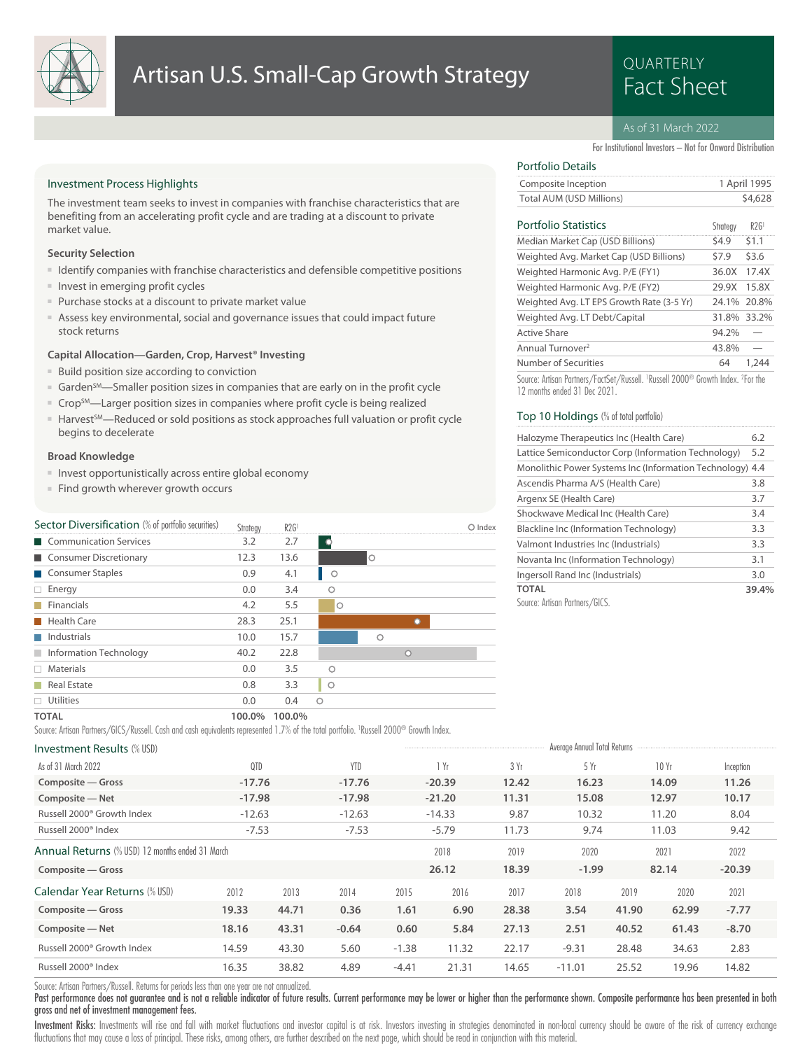# Artisan U.S. Small-Cap Growth Strategy

QUARTERLY
Fact Sheet

As of 31 March 2022

For Institutional Investors – Not for Onward Distribution

## Investment Process Highlights

The investment team seeks to invest in companies with franchise characteristics that are benefiting from an accelerating profit cycle and are trading at a discount to private market value.

### Security Selection

- Identify companies with franchise characteristics and defensible competitive positions
- Invest in emerging profit cycles
- Purchase stocks at a discount to private market value
- Assess key environmental, social and governance issues that could impact future stock returns

### Capital Allocation—Garden, Crop, Harvest® Investing

- Build position size according to conviction
- Garden℠—Smaller position sizes in companies that are early on in the profit cycle
- Crop℠—Larger position sizes in companies where profit cycle is being realized
- Harvest℠—Reduced or sold positions as stock approaches full valuation or profit cycle begins to decelerate

### Broad Knowledge

- Invest opportunistically across entire global economy
- Find growth wherever growth occurs

## Portfolio Details

| | |
|---|---|
| Composite Inception | 1 April 1995 |
| Total AUM (USD Millions) | $4,628 |

## Portfolio Statistics

| | Strategy | R2G[1] |
|---|---|---|
| Median Market Cap (USD Billions) | $4.9 | $1.1 |
| Weighted Avg. Market Cap (USD Billions) | $7.9 | $3.6 |
| Weighted Harmonic Avg. P/E (FY1) | 36.0X | 17.4X |
| Weighted Harmonic Avg. P/E (FY2) | 29.9X | 15.8X |
| Weighted Avg. LT EPS Growth Rate (3-5 Yr) | 24.1% | 20.8% |
| Weighted Avg. LT Debt/Capital | 31.8% | 33.2% |
| Active Share | 94.2% | — |
| Annual Turnover[2] | 43.8% | — |
| Number of Securities | 64 | 1,244 |

Source: Artisan Partners/FactSet/Russell. [1]Russell 2000® Growth Index. [2]For the 12 months ended 31 Dec 2021.

## Top 10 Holdings (% of total portfolio)

| | |
|---|---|
| Halozyme Therapeutics Inc (Health Care) | 6.2 |
| Lattice Semiconductor Corp (Information Technology) | 5.2 |
| Monolithic Power Systems Inc (Information Technology) | 4.4 |
| Ascendis Pharma A/S (Health Care) | 3.8 |
| Argenx SE (Health Care) | 3.7 |
| Shockwave Medical Inc (Health Care) | 3.4 |
| Blackline Inc (Information Technology) | 3.3 |
| Valmont Industries Inc (Industrials) | 3.3 |
| Novanta Inc (Information Technology) | 3.1 |
| Ingersoll Rand Inc (Industrials) | 3.0 |
| **TOTAL** | **39.4%** |

Source: Artisan Partners/GICS.

## Sector Diversification (% of portfolio securities)

| | Strategy | R2G[1] |
|---|---|---|
| Communication Services | 3.2 | 2.7 |
| Consumer Discretionary | 12.3 | 13.6 |
| Consumer Staples | 0.9 | 4.1 |
| Energy | 0.0 | 3.4 |
| Financials | 4.2 | 5.5 |
| Health Care | 28.3 | 25.1 |
| Industrials | 10.0 | 15.7 |
| Information Technology | 40.2 | 22.8 |
| Materials | 0.0 | 3.5 |
| Real Estate | 0.8 | 3.3 |
| Utilities | 0.0 | 0.4 |
| **TOTAL** | **100.0%** | **100.0%** |

Source: Artisan Partners/GICS/Russell. Cash and cash equivalents represented 1.7% of the total portfolio. [1]Russell 2000® Growth Index.

## Investment Results (% USD)

| As of 31 March 2022 | QTD | YTD | 1 Yr | 3 Yr | 5 Yr | 10 Yr | Inception |
|---|---|---|---|---|---|---|---|
| | | | Average Annual Total Returns | | | | |
| **Composite — Gross** | **-17.76** | **-17.76** | **-20.39** | **12.42** | **16.23** | **14.09** | **11.26** |
| **Composite — Net** | **-17.98** | **-17.98** | **-21.20** | **11.31** | **15.08** | **12.97** | **10.17** |
| Russell 2000® Growth Index | -12.63 | -12.63 | -14.33 | 9.87 | 10.32 | 11.20 | 8.04 |
| Russell 2000® Index | -7.53 | -7.53 | -5.79 | 11.73 | 9.74 | 11.03 | 9.42 |

## Annual Returns (% USD) 12 months ended 31 March

| | 2018 | 2019 | 2020 | 2021 | 2022 |
|---|---|---|---|---|---|
| **Composite — Gross** | **26.12** | **18.39** | **-1.99** | **82.14** | **-20.39** |

## Calendar Year Returns (% USD)

| | 2012 | 2013 | 2014 | 2015 | 2016 | 2017 | 2018 | 2019 | 2020 | 2021 |
|---|---|---|---|---|---|---|---|---|---|---|
| **Composite — Gross** | **19.33** | **44.71** | **0.36** | **1.61** | **6.90** | **28.38** | **3.54** | **41.90** | **62.99** | **-7.77** |
| **Composite — Net** | **18.16** | **43.31** | **-0.64** | **0.60** | **5.84** | **27.13** | **2.51** | **40.52** | **61.43** | **-8.70** |
| Russell 2000® Growth Index | 14.59 | 43.30 | 5.60 | -1.38 | 11.32 | 22.17 | -9.31 | 28.48 | 34.63 | 2.83 |
| Russell 2000® Index | 16.35 | 38.82 | 4.89 | -4.41 | 21.31 | 14.65 | -11.01 | 25.52 | 19.96 | 14.82 |

Source: Artisan Partners/Russell. Returns for periods less than one year are not annualized.

**Past performance does not guarantee and is not a reliable indicator of future results. Current performance may be lower or higher than the performance shown. Composite performance has been presented in both gross and net of investment management fees.**

**Investment Risks:** Investments will rise and fall with market fluctuations and investor capital is at risk. Investors investing in strategies denominated in non-local currency should be aware of the risk of currency exchange fluctuations that may cause a loss of principal. These risks, among others, are further described on the next page, which should be read in conjunction with this material.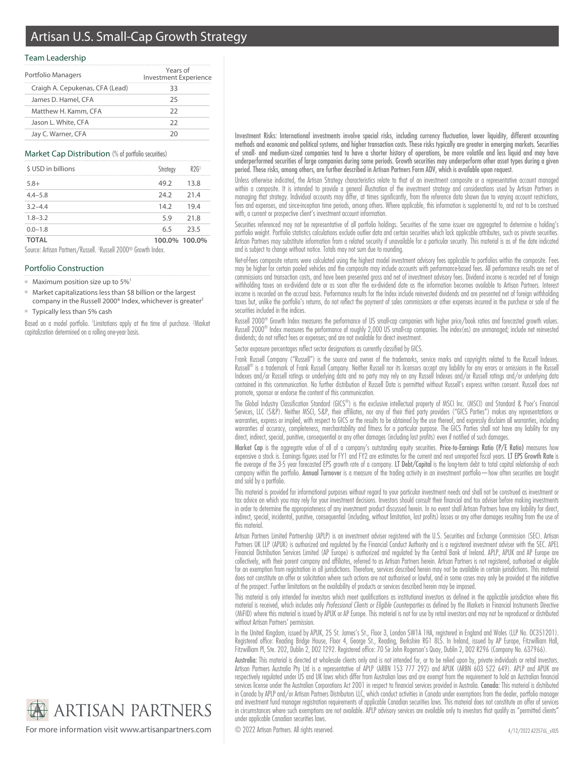# Artisan U.S. Small-Cap Growth Strategy

## Team Leadership

| Portfolio Managers | Years of Investment Experience |
|---|---|
| Craigh A. Cepukenas, CFA (Lead) | 33 |
| James D. Hamel, CFA | 25 |
| Matthew H. Kamm, CFA | 22 |
| Jason L. White, CFA | 22 |
| Jay C. Warner, CFA | 20 |

## Market Cap Distribution (% of portfolio securities)

| $ USD in billions | Strategy | R2G[1] |
|---|---|---|
| 5.8+ | 49.2 | 13.8 |
| 4.4–5.8 | 24.2 | 21.4 |
| 3.2–4.4 | 14.2 | 19.4 |
| 1.8–3.2 | 5.9 | 21.8 |
| 0.0–1.8 | 6.5 | 23.5 |
| **TOTAL** | **100.0%** | **100.0%** |

Source: Artisan Partners/Russell. [1]Russell 2000® Growth Index.

## Portfolio Construction

- Maximum position size up to 5%[1]
- Market capitalizations less than $8 billion or the largest company in the Russell 2000® Index, whichever is greater[2]
- Typically less than 5% cash

Based on a model portfolio. [1]Limitations apply at the time of purchase. [2]Market capitalization determined on a rolling one-year basis.

**Investment Risks: International investments involve special risks, including currency fluctuation, lower liquidity, different accounting methods and economic and political systems, and higher transaction costs. These risks typically are greater in emerging markets. Securities of small- and medium-sized companies tend to have a shorter history of operations, be more volatile and less liquid and may have underperformed securities of large companies during some periods. Growth securities may underperform other asset types during a given period. These risks, among others, are further described in Artisan Partners Form ADV, which is available upon request.**

Unless otherwise indicated, the Artisan Strategy characteristics relate to that of an investment composite or a representative account managed within a composite. It is intended to provide a general illustration of the investment strategy and considerations used by Artisan Partners in managing that strategy. Individual accounts may differ, at times significantly, from the reference data shown due to varying account restrictions, fees and expenses, and since-inception time periods, among others. Where applicable, this information is supplemental to, and not to be construed with, a current or prospective client's investment account information.

Securities referenced may not be representative of all portfolio holdings. Securities of the same issuer are aggregated to determine a holding's portfolio weight. Portfolio statistics calculations exclude outlier data and certain securities which lack applicable attributes, such as private securities. Artisan Partners may substitute information from a related security if unavailable for a particular security. This material is as of the date indicated and is subject to change without notice. Totals may not sum due to rounding.

Net-of-fees composite returns were calculated using the highest model investment advisory fees applicable to portfolios within the composite. Fees may be higher for certain pooled vehicles and the composite may include accounts with performance-based fees. All performance results are net of commissions and transaction costs, and have been presented gross and net of investment advisory fees. Dividend income is recorded net of foreign withholding taxes on ex-dividend date or as soon after the ex-dividend date as the information becomes available to Artisan Partners. Interest income is recorded on the accrual basis. Performance results for the Index include reinvested dividends and are presented net of foreign withholding taxes but, unlike the portfolio's returns, do not reflect the payment of sales commissions or other expenses incurred in the purchase or sale of the securities included in the indices.

Russell 2000® Growth Index measures the performance of US small-cap companies with higher price/book ratios and forecasted growth values. Russell 2000® Index measures the performance of roughly 2,000 US small-cap companies. The index(es) are unmanaged; include net reinvested dividends; do not reflect fees or expenses; and are not available for direct investment.

Sector exposure percentages reflect sector designations as currently classified by GICS.

Frank Russell Company ("Russell") is the source and owner of the trademarks, service marks and copyrights related to the Russell Indexes. Russell® is a trademark of Frank Russell Company. Neither Russell nor its licensors accept any liability for any errors or omissions in the Russell Indexes and/or Russell ratings or underlying data and no party may rely on any Russell Indexes and/or Russell ratings and/or underlying data contained in this communication. No further distribution of Russell Data is permitted without Russell's express written consent. Russell does not promote, sponsor or endorse the content of this communication.

The Global Industry Classification Standard (GICS®) is the exclusive intellectual property of MSCI Inc. (MSCI) and Standard & Poor's Financial Services, LLC (S&P). Neither MSCI, S&P, their affiliates, nor any of their third party providers ("GICS Parties") makes any representations or warranties, express or implied, with respect to GICS or the results to be obtained by the use thereof, and expressly disclaim all warranties, including warranties of accuracy, completeness, merchantability and fitness for a particular purpose. The GICS Parties shall not have any liability for any direct, indirect, special, punitive, consequential or any other damages (including lost profits) even if notified of such damages.

**Market Cap** is the aggregate value of all of a company's outstanding equity securities. **Price-to-Earnings Ratio (P/E Ratio)** measures how expensive a stock is. Earnings figures used for FY1 and FY2 are estimates for the current and next unreported fiscal years. **LT EPS Growth Rate** is the average of the 3-5 year forecasted EPS growth rate of a company. **LT Debt/Capital** is the long-term debt to total capital relationship of each company within the portfolio. **Annual Turnover** is a measure of the trading activity in an investment portfolio—how often securities are bought and sold by a portfolio.

This material is provided for informational purposes without regard to your particular investment needs and shall not be construed as investment or tax advice on which you may rely for your investment decisions. Investors should consult their financial and tax adviser before making investments in order to determine the appropriateness of any investment product discussed herein. In no event shall Artisan Partners have any liability for direct, indirect, special, incidental, punitive, consequential (including, without limitation, lost profits) losses or any other damages resulting from the use of this material.

Artisan Partners Limited Partnership (APLP) is an investment adviser registered with the U.S. Securities and Exchange Commission (SEC). Artisan Partners UK LLP (APUK) is authorized and regulated by the Financial Conduct Authority and is a registered investment adviser with the SEC. APEL Financial Distribution Services Limited (AP Europe) is authorized and regulated by the Central Bank of Ireland. APLP, APUK and AP Europe are collectively, with their parent company and affiliates, referred to as Artisan Partners herein. Artisan Partners is not registered, authorised or eligible for an exemption from registration in all jurisdictions. Therefore, services described herein may not be available in certain jurisdictions. This material does not constitute an offer or solicitation where such actions are not authorised or lawful, and in some cases may only be provided at the initiative of the prospect. Further limitations on the availability of products or services described herein may be imposed.

This material is only intended for investors which meet qualifications as institutional investors as defined in the applicable jurisdiction where this material is received, which includes only *Professional Clients or Eligible Counterparties* as defined by the Markets in Financial Instruments Directive (MiFID) where this material is issued by APUK or AP Europe. This material is not for use by retail investors and may not be reproduced or distributed without Artisan Partners' permission.

In the United Kingdom, issued by APUK, 25 St. James's St., Floor 3, London SW1A 1HA, registered in England and Wales (LLP No. OC351201). Registered office: Reading Bridge House, Floor 4, George St., Reading, Berkshire RG1 8LS. In Ireland, issued by AP Europe, Fitzwilliam Hall, Fitzwilliam Pl, Ste. 202, Dublin 2, D02 T292. Registered office: 70 Sir John Rogerson's Quay, Dublin 2, D02 R296 (Company No. 637966).

**Australia:** This material is directed at wholesale clients only and is not intended for, or to be relied upon by, private individuals or retail investors. Artisan Partners Australia Pty Ltd is a representative of APLP (ARBN 153 777 292) and APUK (ARBN 603 522 649). APLP and APUK are respectively regulated under US and UK laws which differ from Australian laws and are exempt from the requirement to hold an Australian financial services license under the Australian Corporations Act 2001 in respect to financial services provided in Australia. **Canada:** This material is distributed in Canada by APLP and/or Artisan Partners Distributors LLC, which conduct activities in Canada under exemptions from the dealer, portfolio manager and investment fund manager registration requirements of applicable Canadian securities laws. This material does not constitute an offer of services in circumstances where such exemptions are not available. APLP advisory services are available only to investors that qualify as "permitted clients" under applicable Canadian securities laws.

ARTISAN PARTNERS

For more information visit www.artisanpartners.com

© 2022 Artisan Partners. All rights reserved.

4/12/2022 A22576L_vXUS